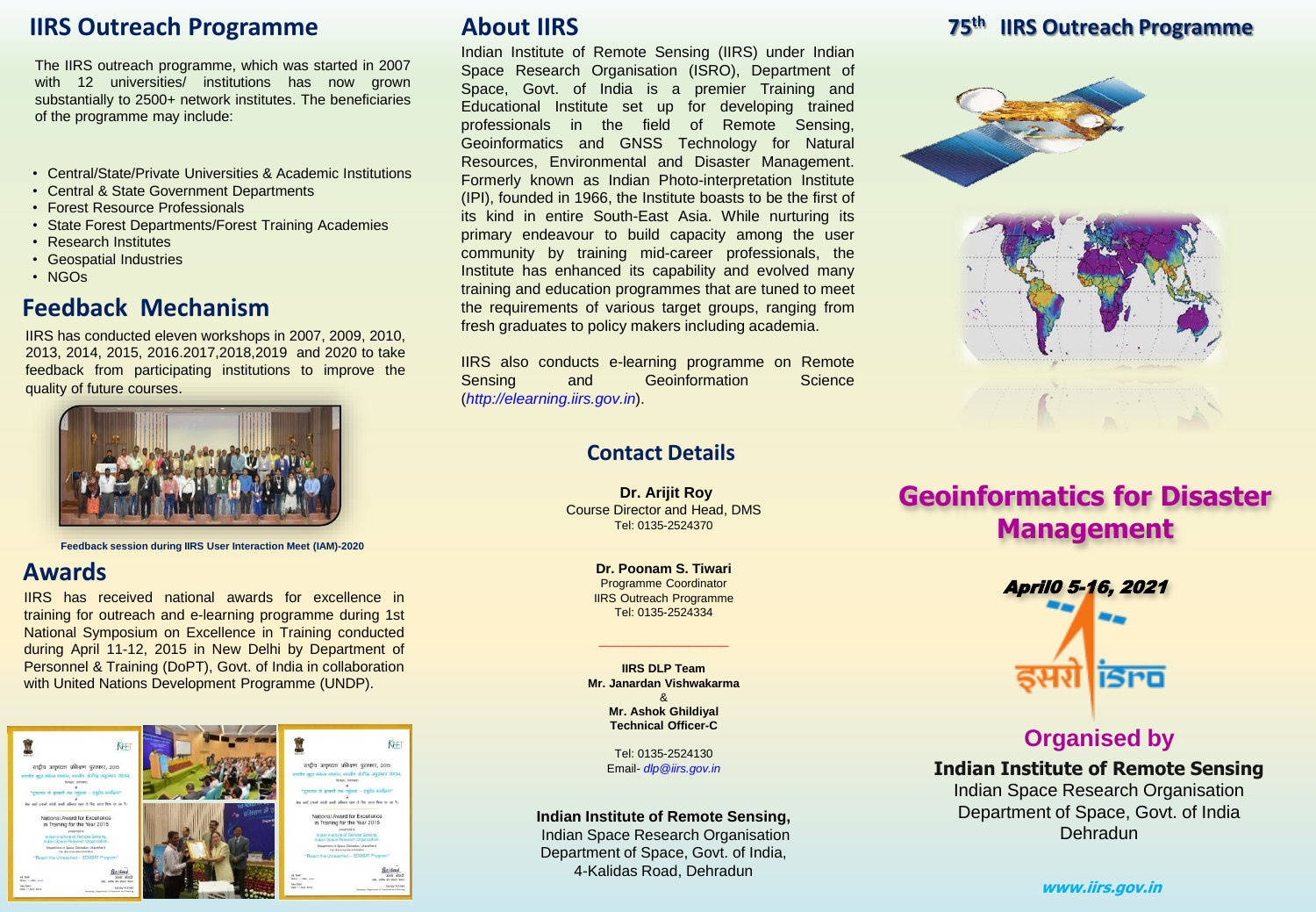## IIRS Outreach Programme

The IIRS outreach programme, which was started in 2007 with 12 universities/ institutions has now grown substantially to 2500+ network institutes. The beneficiaries of the programme may include:

- Central/State/Private Universities & Academic Institutions
- Central & State Government Departments
- Forest Resource Professionals
- State Forest Departments/Forest Training Academies
- Research Institutes
- Geospatial Industries
- NGOs

## Feedback Mechanism

IIRS has conducted eleven workshops in 2007, 2009, 2010, 2013, 2014, 2015, 2016.2017,2018,2019 and 2020 to take feedback from participating institutions to improve the quality of future courses.

**Feedback session during IIRS User Interaction Meet (IAM)-2020**

## Awards

IIRS has received national awards for excellence in training for outreach and e-learning programme during 1st National Symposium on Excellence in Training conducted during April 11-12, 2015 in New Delhi by Department of Personnel & Training (DoPT), Govt. of India in collaboration with United Nations Development Programme (UNDP).

## About IIRS

Indian Institute of Remote Sensing (IIRS) under Indian Space Research Organisation (ISRO), Department of Space, Govt. of India is a premier Training and Educational Institute set up for developing trained professionals in the field of Remote Sensing, Geoinformatics and GNSS Technology for Natural Resources, Environmental and Disaster Management. Formerly known as Indian Photo-interpretation Institute (IPI), founded in 1966, the Institute boasts to be the first of its kind in entire South-East Asia. While nurturing its primary endeavour to build capacity among the user community by training mid-career professionals, the Institute has enhanced its capability and evolved many training and education programmes that are tuned to meet the requirements of various target groups, ranging from fresh graduates to policy makers including academia.

IIRS also conducts e-learning programme on Remote Sensing and Geoinformation Science (*http://elearning.iirs.gov.in*).

## Contact Details

**Dr. Arijit Roy**
Course Director and Head, DMS
Tel: 0135-2524370

**Dr. Poonam S. Tiwari**
Programme Coordinator
IIRS Outreach Programme
Tel: 0135-2524334

**IIRS DLP Team**
**Mr. Janardan Vishwakarma**
&
**Mr. Ashok Ghildiyal**
**Technical Officer-C**

Tel: 0135-2524130
Email- *dlp@iirs.gov.in*

**Indian Institute of Remote Sensing,**
Indian Space Research Organisation
Department of Space, Govt. of India,
4-Kalidas Road, Dehradun

## 75th IIRS Outreach Programme

# Geoinformatics for Disaster Management

***April0 5-16, 2021***

इसरो isro

## Organised by

**Indian Institute of Remote Sensing**
Indian Space Research Organisation
Department of Space, Govt. of India
Dehradun

***www.iirs.gov.in***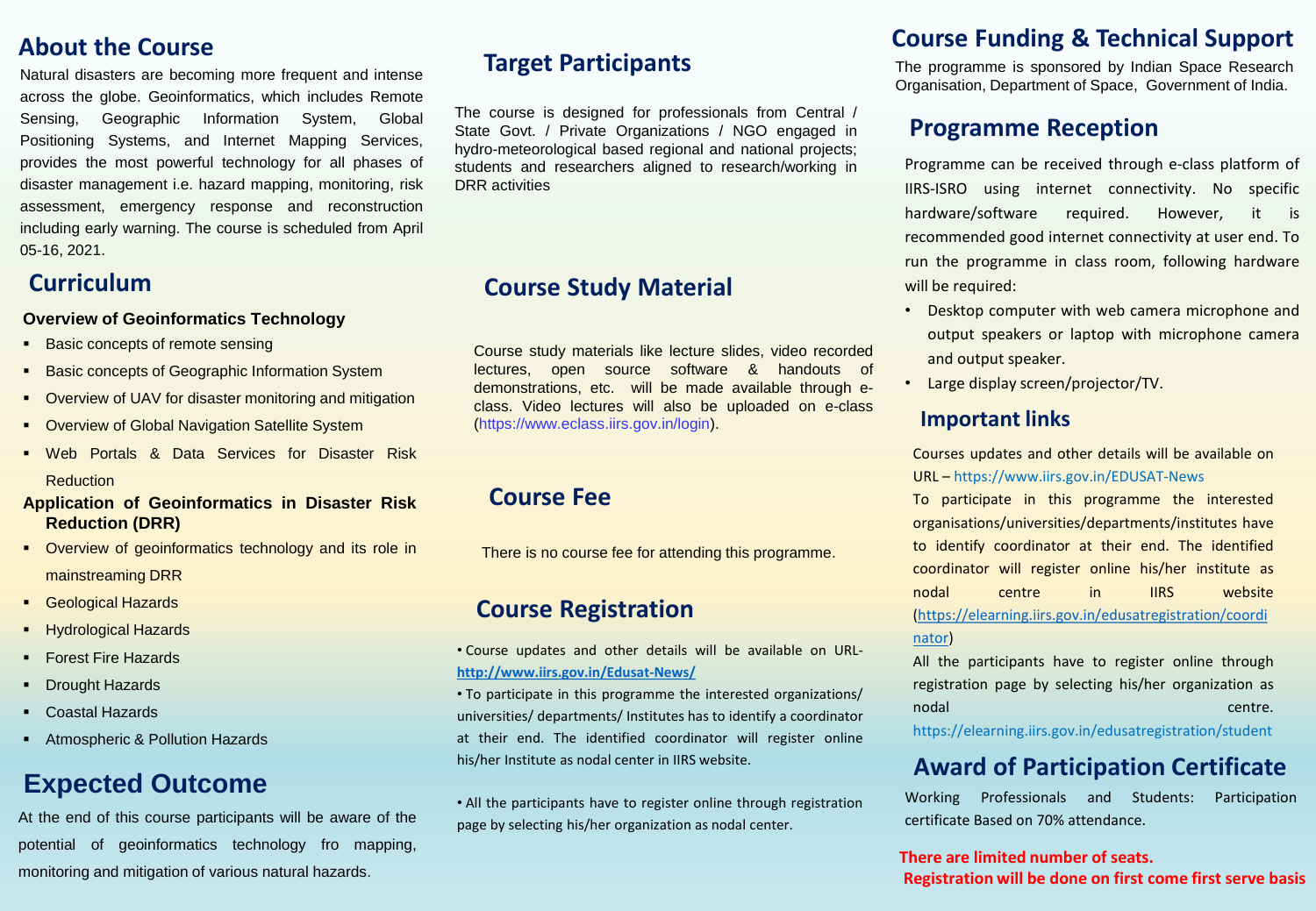## About the Course

Natural disasters are becoming more frequent and intense across the globe. Geoinformatics, which includes Remote Sensing, Geographic Information System, Global Positioning Systems, and Internet Mapping Services, provides the most powerful technology for all phases of disaster management i.e. hazard mapping, monitoring, risk assessment, emergency response and reconstruction including early warning. The course is scheduled from April 05-16, 2021.

## Curriculum

**Overview of Geoinformatics Technology**

- Basic concepts of remote sensing
- Basic concepts of Geographic Information System
- Overview of UAV for disaster monitoring and mitigation
- Overview of Global Navigation Satellite System
- Web Portals & Data Services for Disaster Risk Reduction

**Application of Geoinformatics in Disaster Risk Reduction (DRR)**

- Overview of geoinformatics technology and its role in mainstreaming DRR
- Geological Hazards
- Hydrological Hazards
- Forest Fire Hazards
- Drought Hazards
- Coastal Hazards
- Atmospheric & Pollution Hazards

## Expected Outcome

At the end of this course participants will be aware of the potential of geoinformatics technology fro mapping, monitoring and mitigation of various natural hazards.

## Target Participants

The course is designed for professionals from Central / State Govt. / Private Organizations / NGO engaged in hydro-meteorological based regional and national projects; students and researchers aligned to research/working in DRR activities

## Course Study Material

Course study materials like lecture slides, video recorded lectures, open source software & handouts of demonstrations, etc. will be made available through e-class. Video lectures will also be uploaded on e-class (https://www.eclass.iirs.gov.in/login).

## Course Fee

There is no course fee for attending this programme.

## Course Registration

- Course updates and other details will be available on URL- **http://www.iirs.gov.in/Edusat-News/**
- To participate in this programme the interested organizations/ universities/ departments/ Institutes has to identify a coordinator at their end. The identified coordinator will register online his/her Institute as nodal center in IIRS website.
- All the participants have to register online through registration page by selecting his/her organization as nodal center.

## Course Funding & Technical Support

The programme is sponsored by Indian Space Research Organisation, Department of Space, Government of India.

## Programme Reception

Programme can be received through e-class platform of IIRS-ISRO using internet connectivity. No specific hardware/software required. However, it is recommended good internet connectivity at user end. To run the programme in class room, following hardware will be required:

- Desktop computer with web camera microphone and output speakers or laptop with microphone camera and output speaker.
- Large display screen/projector/TV.

### Important links

Courses updates and other details will be available on URL – https://www.iirs.gov.in/EDUSAT-News

To participate in this programme the interested organisations/universities/departments/institutes have to identify coordinator at their end. The identified coordinator will register online his/her institute as nodal centre in IIRS website (https://elearning.iirs.gov.in/edusatregistration/coordinator)

All the participants have to register online through registration page by selecting his/her organization as nodal centre. https://elearning.iirs.gov.in/edusatregistration/student

## Award of Participation Certificate

Working Professionals and Students: Participation certificate Based on 70% attendance.

**There are limited number of seats.**
**Registration will be done on first come first serve basis**